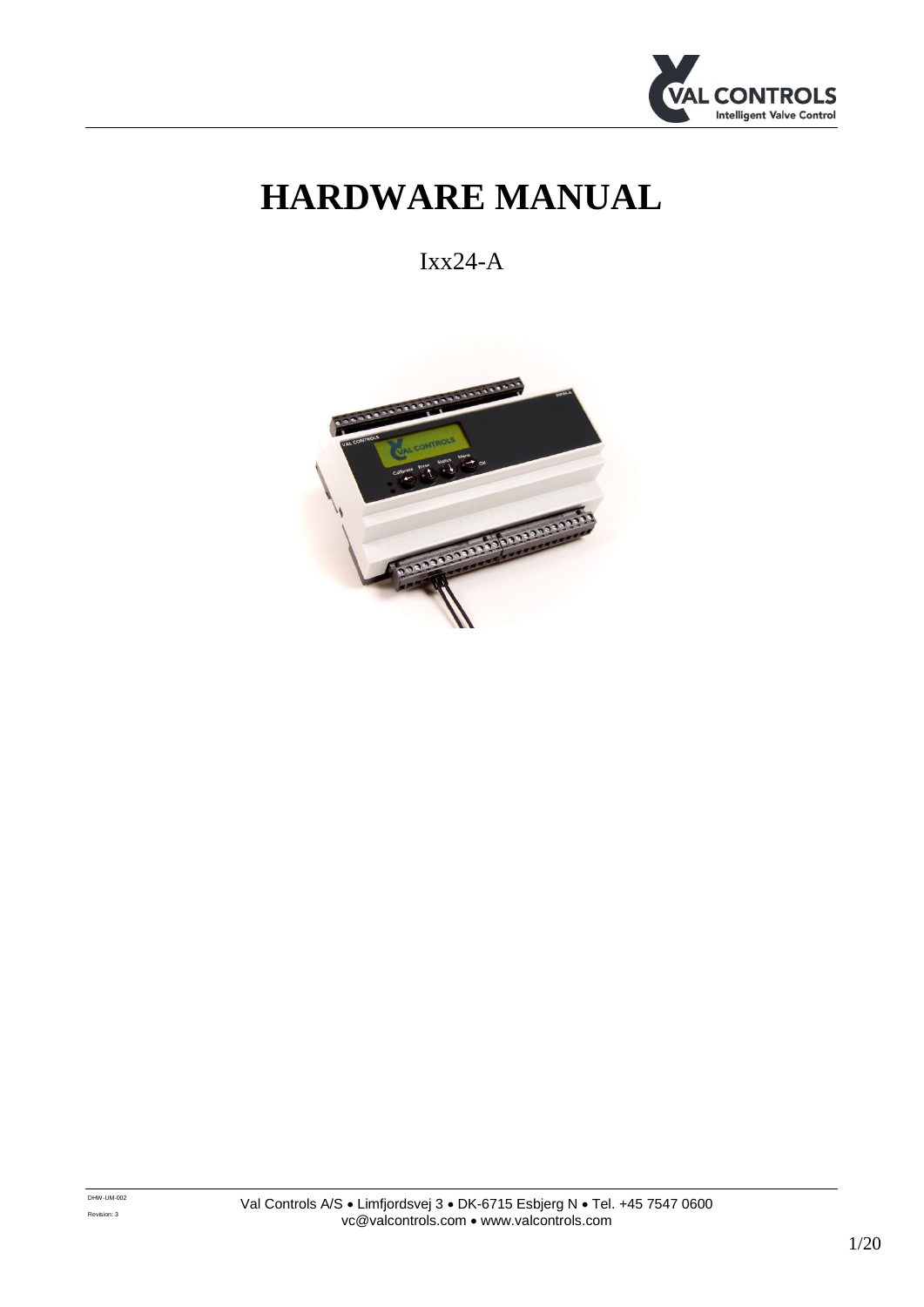# HARDWARE MANUAL

Ixx24-A

DHW-UM-002

Revision: 3

Val Controls A/S • Limfjordsvej 3 • DK-6715 Esbjerg N • Tel. +45 7547 0600
vc@valcontrols.com • www.valcontrols.com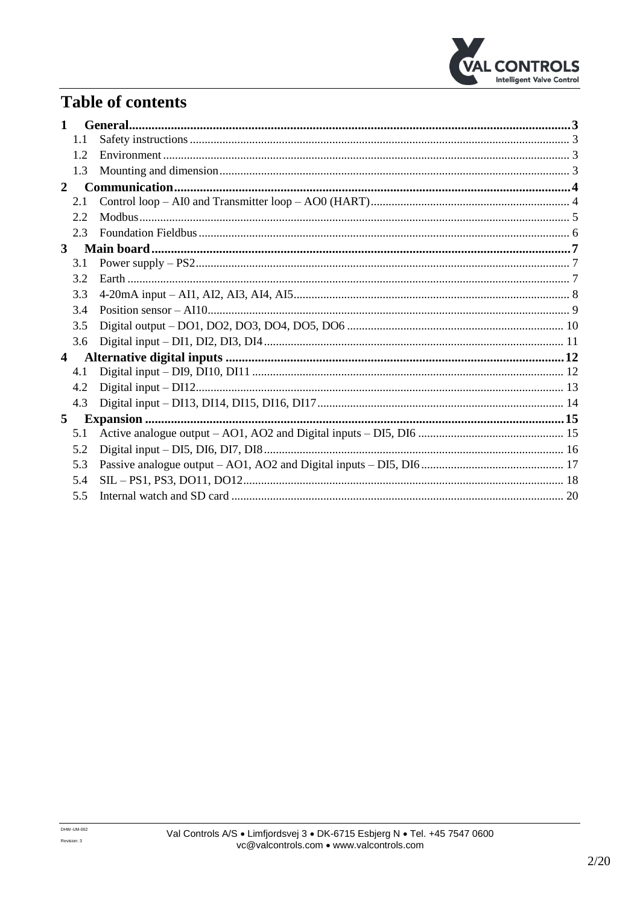# Table of contents

| | | |
|---|---|---|
| **1** | **General** | **3** |
| 1.1 | Safety instructions | 3 |
| 1.2 | Environment | 3 |
| 1.3 | Mounting and dimension | 3 |
| **2** | **Communication** | **4** |
| 2.1 | Control loop – AI0 and Transmitter loop – AO0 (HART) | 4 |
| 2.2 | Modbus | 5 |
| 2.3 | Foundation Fieldbus | 6 |
| **3** | **Main board** | **7** |
| 3.1 | Power supply – PS2 | 7 |
| 3.2 | Earth | 7 |
| 3.3 | 4-20mA input – AI1, AI2, AI3, AI4, AI5 | 8 |
| 3.4 | Position sensor – AI10 | 9 |
| 3.5 | Digital output – DO1, DO2, DO3, DO4, DO5, DO6 | 10 |
| 3.6 | Digital input – DI1, DI2, DI3, DI4 | 11 |
| **4** | **Alternative digital inputs** | **12** |
| 4.1 | Digital input – DI9, DI10, DI11 | 12 |
| 4.2 | Digital input – DI12 | 13 |
| 4.3 | Digital input – DI13, DI14, DI15, DI16, DI17 | 14 |
| **5** | **Expansion** | **15** |
| 5.1 | Active analogue output – AO1, AO2 and Digital inputs – DI5, DI6 | 15 |
| 5.2 | Digital input – DI5, DI6, DI7, DI8 | 16 |
| 5.3 | Passive analogue output – AO1, AO2 and Digital inputs – DI5, DI6 | 17 |
| 5.4 | SIL – PS1, PS3, DO11, DO12 | 18 |
| 5.5 | Internal watch and SD card | 20 |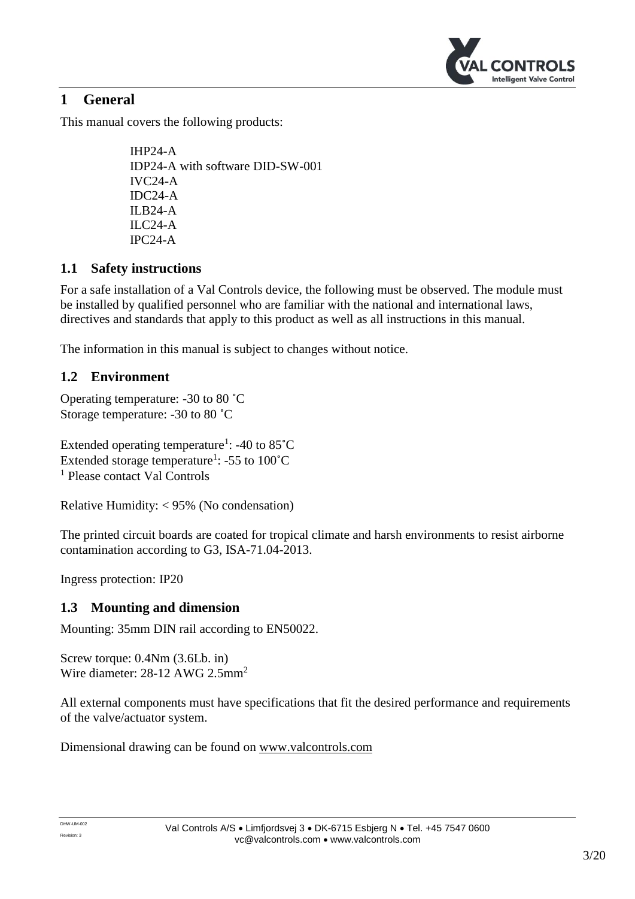# 1 General

This manual covers the following products:

IHP24-A
IDP24-A with software DID-SW-001
IVC24-A
IDC24-A
ILB24-A
ILC24-A
IPC24-A

## 1.1 Safety instructions

For a safe installation of a Val Controls device, the following must be observed. The module must be installed by qualified personnel who are familiar with the national and international laws, directives and standards that apply to this product as well as all instructions in this manual.

The information in this manual is subject to changes without notice.

## 1.2 Environment

Operating temperature: -30 to 80 ˚C
Storage temperature: -30 to 80 ˚C

Extended operating temperature[1]: -40 to 85˚C
Extended storage temperature[1]: -55 to 100˚C
[1] Please contact Val Controls

Relative Humidity: < 95% (No condensation)

The printed circuit boards are coated for tropical climate and harsh environments to resist airborne contamination according to G3, ISA-71.04-2013.

Ingress protection: IP20

## 1.3 Mounting and dimension

Mounting: 35mm DIN rail according to EN50022.

Screw torque: 0.4Nm (3.6Lb. in)
Wire diameter: 28-12 AWG 2.5mm$^2$

All external components must have specifications that fit the desired performance and requirements of the valve/actuator system.

Dimensional drawing can be found on www.valcontrols.com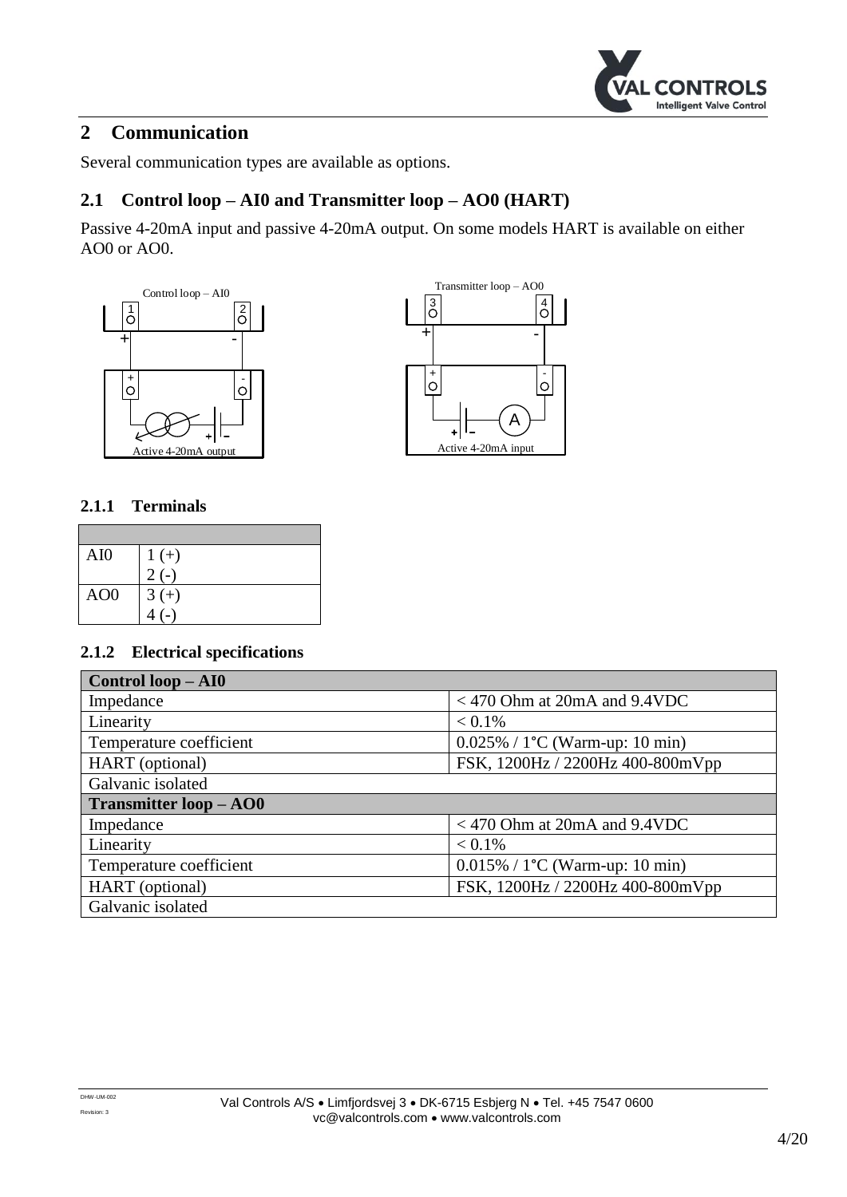## 2 Communication

Several communication types are available as options.

### 2.1 Control loop – AI0 and Transmitter loop – AO0 (HART)

Passive 4-20mA input and passive 4-20mA output. On some models HART is available on either AO0 or AO0.

Control loop – AI0

Active 4-20mA output

Transmitter loop – AO0

Active 4-20mA input

#### 2.1.1 Terminals

| | |
|---|---|
| AI0 | 1 (+)<br>2 (-) |
| AO0 | 3 (+)<br>4 (-) |

#### 2.1.2 Electrical specifications

| **Control loop – AI0** | |
|---|---|
| Impedance | < 470 Ohm at 20mA and 9.4VDC |
| Linearity | < 0.1% |
| Temperature coefficient | 0.025% / 1°C (Warm-up: 10 min) |
| HART (optional) | FSK, 1200Hz / 2200Hz 400-800mVpp |
| Galvanic isolated | |
| **Transmitter loop – AO0** | |
| Impedance | < 470 Ohm at 20mA and 9.4VDC |
| Linearity | < 0.1% |
| Temperature coefficient | 0.015% / 1°C (Warm-up: 10 min) |
| HART (optional) | FSK, 1200Hz / 2200Hz 400-800mVpp |
| Galvanic isolated | |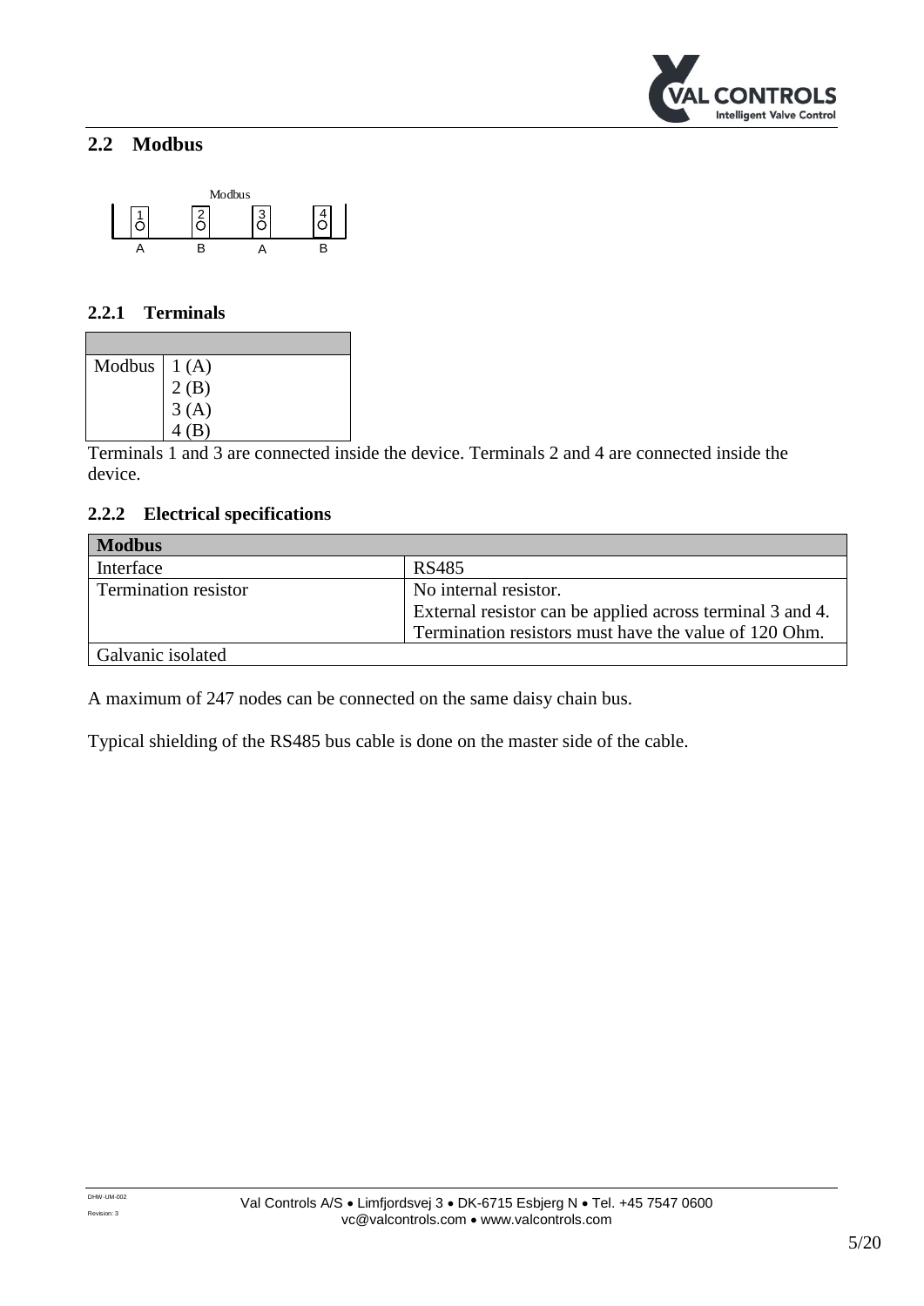## 2.2 Modbus

Modbus

| 1 | 2 | 3 | 4 |
|---|---|---|---|
| A | B | A | B |

### 2.2.1 Terminals

| | |
|---|---|
| Modbus | 1 (A)<br>2 (B)<br>3 (A)<br>4 (B) |

Terminals 1 and 3 are connected inside the device. Terminals 2 and 4 are connected inside the device.

### 2.2.2 Electrical specifications

| **Modbus** | |
|---|---|
| Interface | RS485 |
| Termination resistor | No internal resistor.<br>External resistor can be applied across terminal 3 and 4.<br>Termination resistors must have the value of 120 Ohm. |
| Galvanic isolated | |

A maximum of 247 nodes can be connected on the same daisy chain bus.

Typical shielding of the RS485 bus cable is done on the master side of the cable.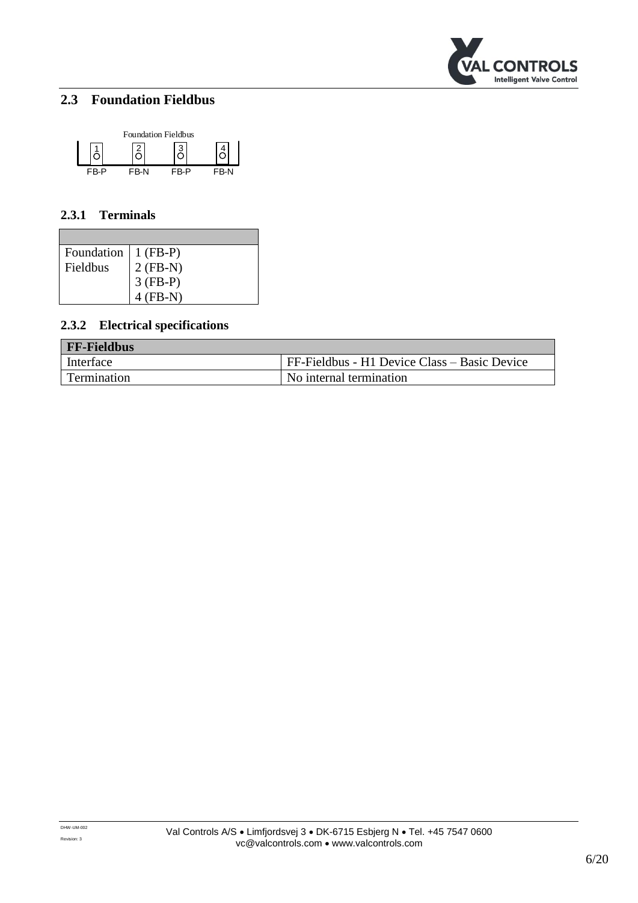## 2.3 Foundation Fieldbus

Foundation Fieldbus

| 1 | 2 | 3 | 4 |
|---|---|---|---|
| FB-P | FB-N | FB-P | FB-N |

### 2.3.1 Terminals

| | |
|---|---|
| Foundation Fieldbus | 1 (FB-P)<br>2 (FB-N)<br>3 (FB-P)<br>4 (FB-N) |

### 2.3.2 Electrical specifications

| FF-Fieldbus | |
|---|---|
| Interface | FF-Fieldbus - H1 Device Class – Basic Device |
| Termination | No internal termination |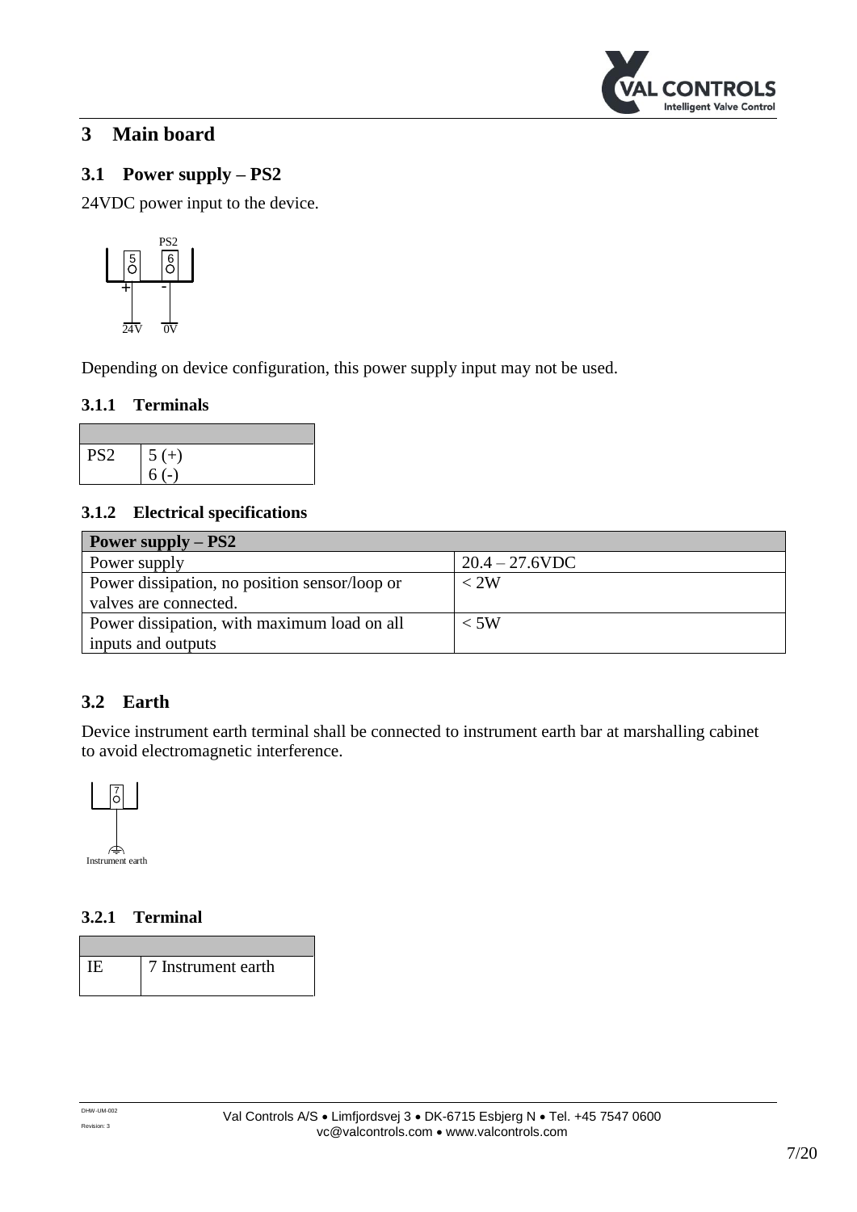# 3 Main board

## 3.1 Power supply – PS2

24VDC power input to the device.

Depending on device configuration, this power supply input may not be used.

### 3.1.1 Terminals

| | |
|---|---|
| PS2 | 5 (+)<br>6 (-) |

### 3.1.2 Electrical specifications

| Power supply – PS2 | |
|---|---|
| Power supply | 20.4 – 27.6VDC |
| Power dissipation, no position sensor/loop or valves are connected. | < 2W |
| Power dissipation, with maximum load on all inputs and outputs | < 5W |

## 3.2 Earth

Device instrument earth terminal shall be connected to instrument earth bar at marshalling cabinet to avoid electromagnetic interference.

### 3.2.1 Terminal

| | |
|---|---|
| IE | 7 Instrument earth |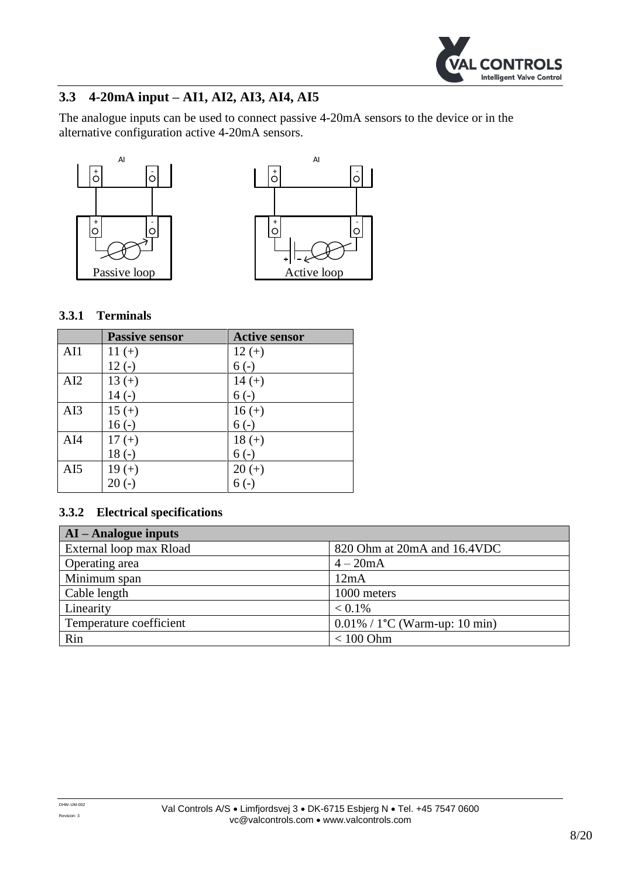## 3.3 4-20mA input – AI1, AI2, AI3, AI4, AI5

The analogue inputs can be used to connect passive 4-20mA sensors to the device or in the alternative configuration active 4-20mA sensors.

### 3.3.1 Terminals

| | Passive sensor | Active sensor |
|---|---|---|
| AI1 | 11 (+)<br>12 (-) | 12 (+)<br>6 (-) |
| AI2 | 13 (+)<br>14 (-) | 14 (+)<br>6 (-) |
| AI3 | 15 (+)<br>16 (-) | 16 (+)<br>6 (-) |
| AI4 | 17 (+)<br>18 (-) | 18 (+)<br>6 (-) |
| AI5 | 19 (+)<br>20 (-) | 20 (+)<br>6 (-) |

### 3.3.2 Electrical specifications

| AI – Analogue inputs | |
|---|---|
| External loop max Rload | 820 Ohm at 20mA and 16.4VDC |
| Operating area | 4 – 20mA |
| Minimum span | 12mA |
| Cable length | 1000 meters |
| Linearity | < 0.1% |
| Temperature coefficient | 0.01% / 1°C (Warm-up: 10 min) |
| Rin | < 100 Ohm |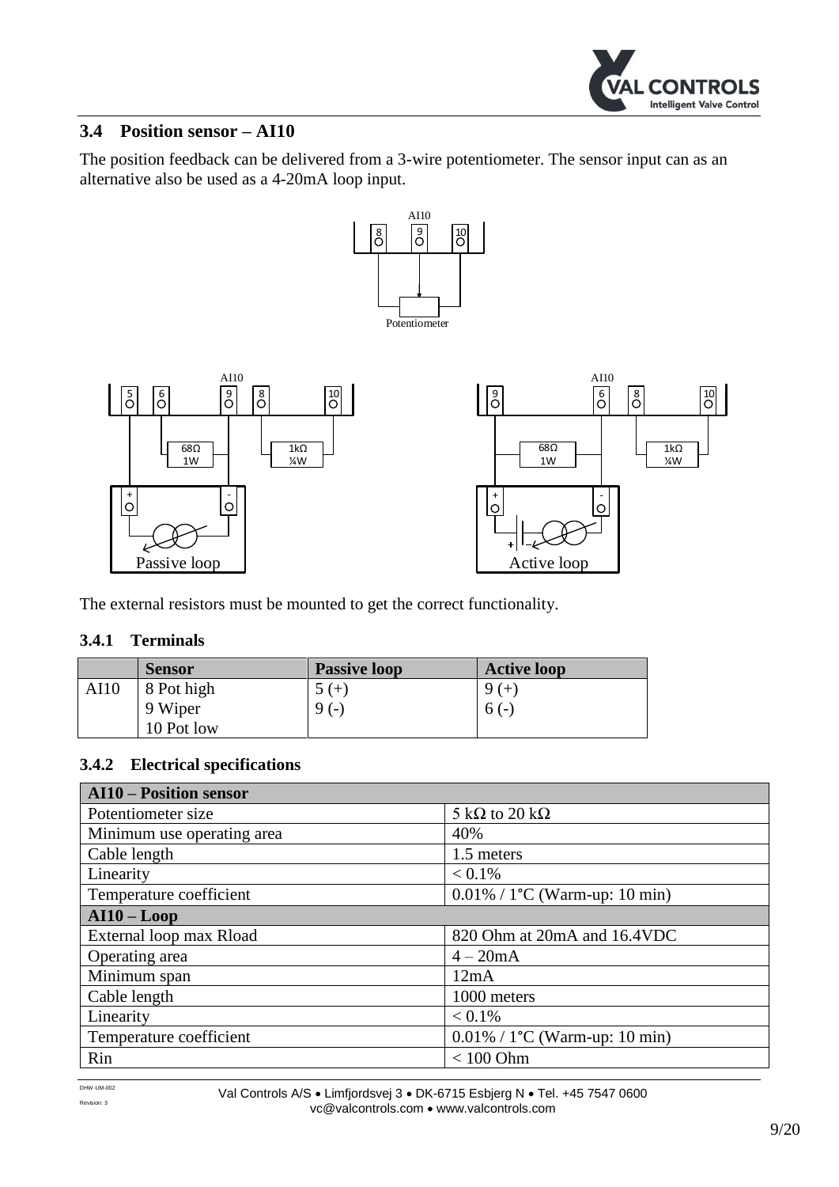## 3.4 Position sensor – AI10

The position feedback can be delivered from a 3-wire potentiometer. The sensor input can as an alternative also be used as a 4-20mA loop input.

The external resistors must be mounted to get the correct functionality.

### 3.4.1 Terminals

| | Sensor | Passive loop | Active loop |
|---|---|---|---|
| AI10 | 8 Pot high<br>9 Wiper<br>10 Pot low | 5 (+)<br>9 (-) | 9 (+)<br>6 (-) |

### 3.4.2 Electrical specifications

| AI10 – Position sensor | |
|---|---|
| Potentiometer size | 5 kΩ to 20 kΩ |
| Minimum use operating area | 40% |
| Cable length | 1.5 meters |
| Linearity | < 0.1% |
| Temperature coefficient | 0.01% / 1°C (Warm-up: 10 min) |
| **AI10 – Loop** | |
| External loop max Rload | 820 Ohm at 20mA and 16.4VDC |
| Operating area | 4 – 20mA |
| Minimum span | 12mA |
| Cable length | 1000 meters |
| Linearity | < 0.1% |
| Temperature coefficient | 0.01% / 1°C (Warm-up: 10 min) |
| Rin | < 100 Ohm |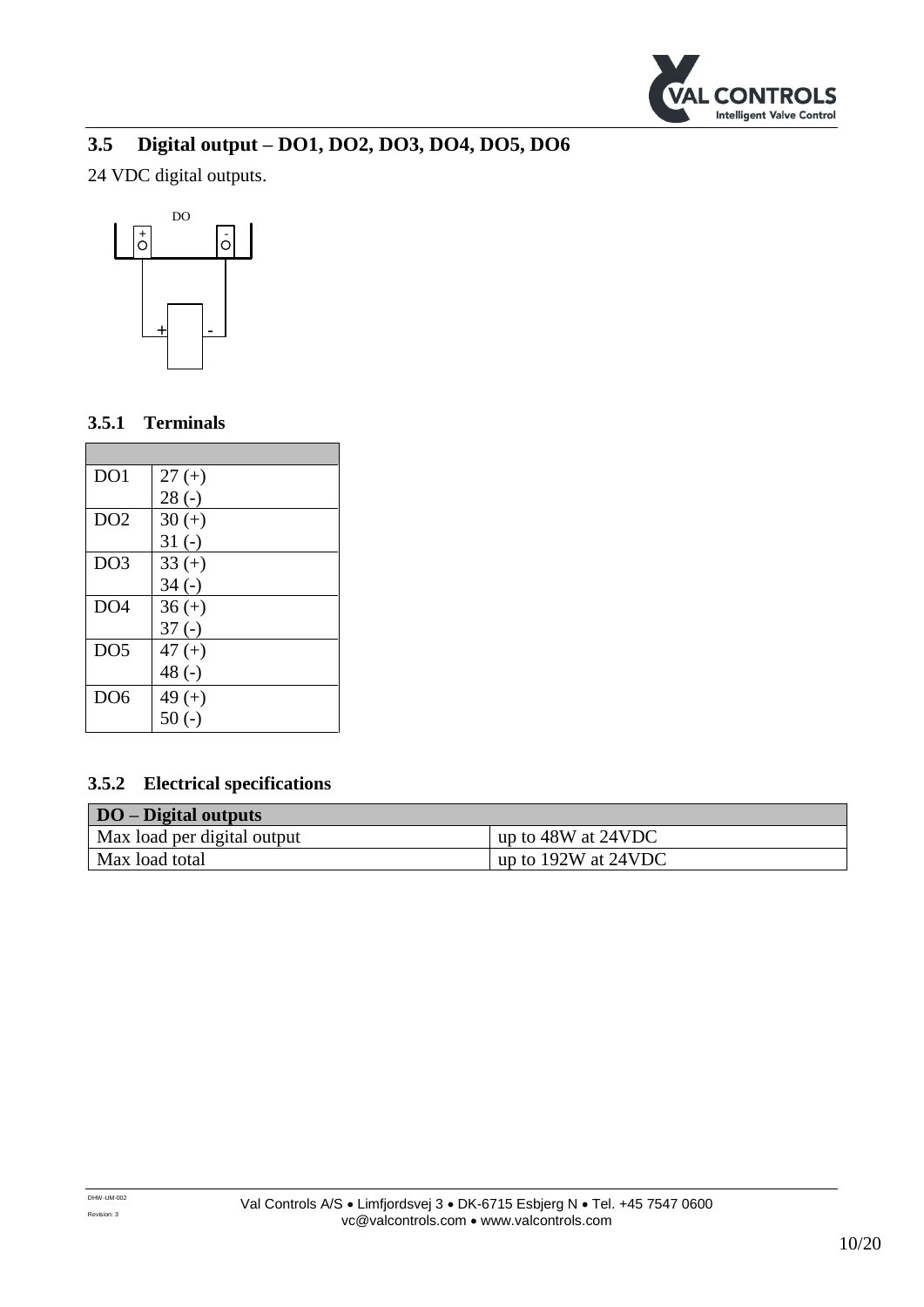## 3.5 Digital output – DO1, DO2, DO3, DO4, DO5, DO6

24 VDC digital outputs.

### 3.5.1 Terminals

| | |
|---|---|
| DO1 | 27 (+)<br>28 (-) |
| DO2 | 30 (+)<br>31 (-) |
| DO3 | 33 (+)<br>34 (-) |
| DO4 | 36 (+)<br>37 (-) |
| DO5 | 47 (+)<br>48 (-) |
| DO6 | 49 (+)<br>50 (-) |

### 3.5.2 Electrical specifications

| DO – Digital outputs | |
|---|---|
| Max load per digital output | up to 48W at 24VDC |
| Max load total | up to 192W at 24VDC |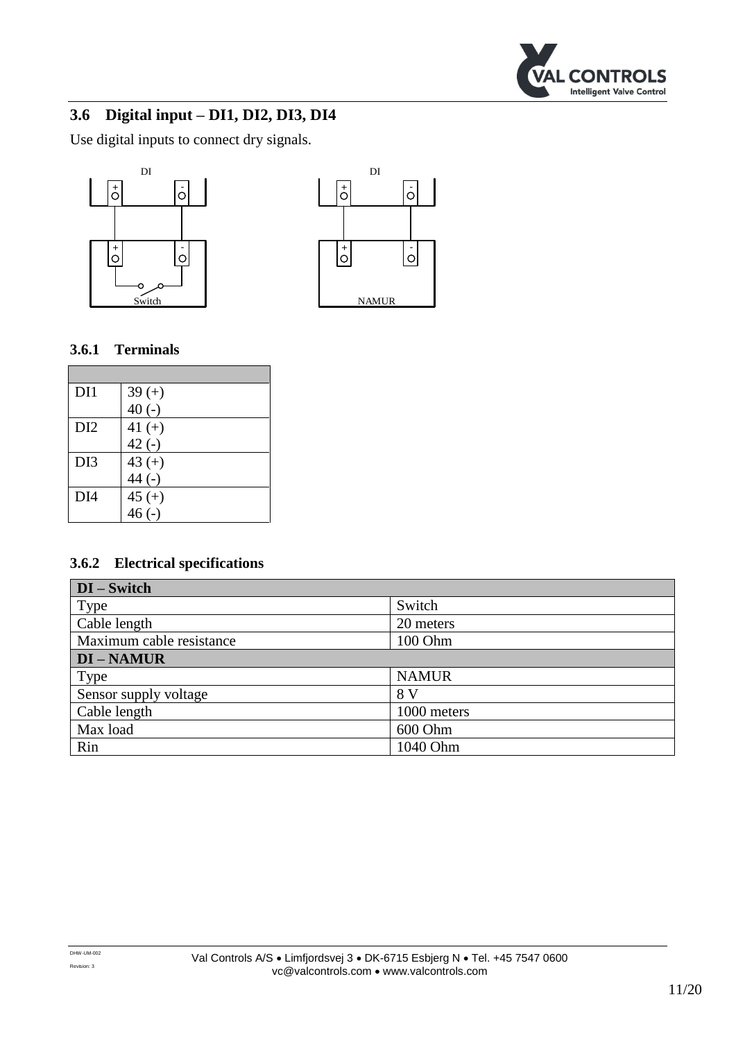## 3.6 Digital input – DI1, DI2, DI3, DI4

Use digital inputs to connect dry signals.

### 3.6.1 Terminals

| | |
|---|---|
| DI1 | 39 (+)<br>40 (-) |
| DI2 | 41 (+)<br>42 (-) |
| DI3 | 43 (+)<br>44 (-) |
| DI4 | 45 (+)<br>46 (-) |

### 3.6.2 Electrical specifications

| **DI – Switch** | |
|---|---|
| Type | Switch |
| Cable length | 20 meters |
| Maximum cable resistance | 100 Ohm |
| **DI – NAMUR** | |
| Type | NAMUR |
| Sensor supply voltage | 8 V |
| Cable length | 1000 meters |
| Max load | 600 Ohm |
| Rin | 1040 Ohm |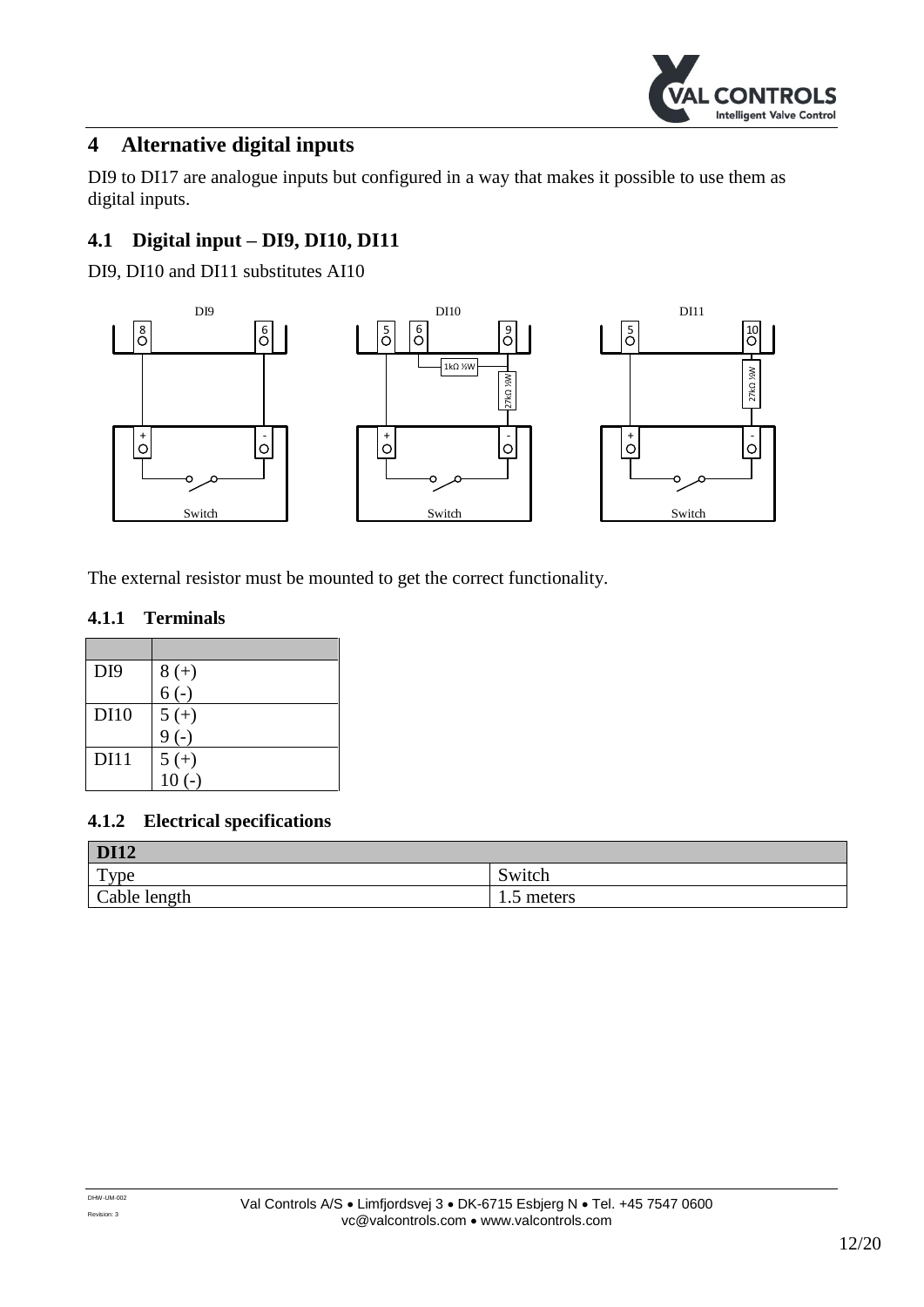# 4 Alternative digital inputs

DI9 to DI17 are analogue inputs but configured in a way that makes it possible to use them as digital inputs.

## 4.1 Digital input – DI9, DI10, DI11

DI9, DI10 and DI11 substitutes AI10

The external resistor must be mounted to get the correct functionality.

### 4.1.1 Terminals

| | |
|---|---|
| DI9 | 8 (+)<br>6 (-) |
| DI10 | 5 (+)<br>9 (-) |
| DI11 | 5 (+)<br>10 (-) |

### 4.1.2 Electrical specifications

| **DI12** | |
|---|---|
| Type | Switch |
| Cable length | 1.5 meters |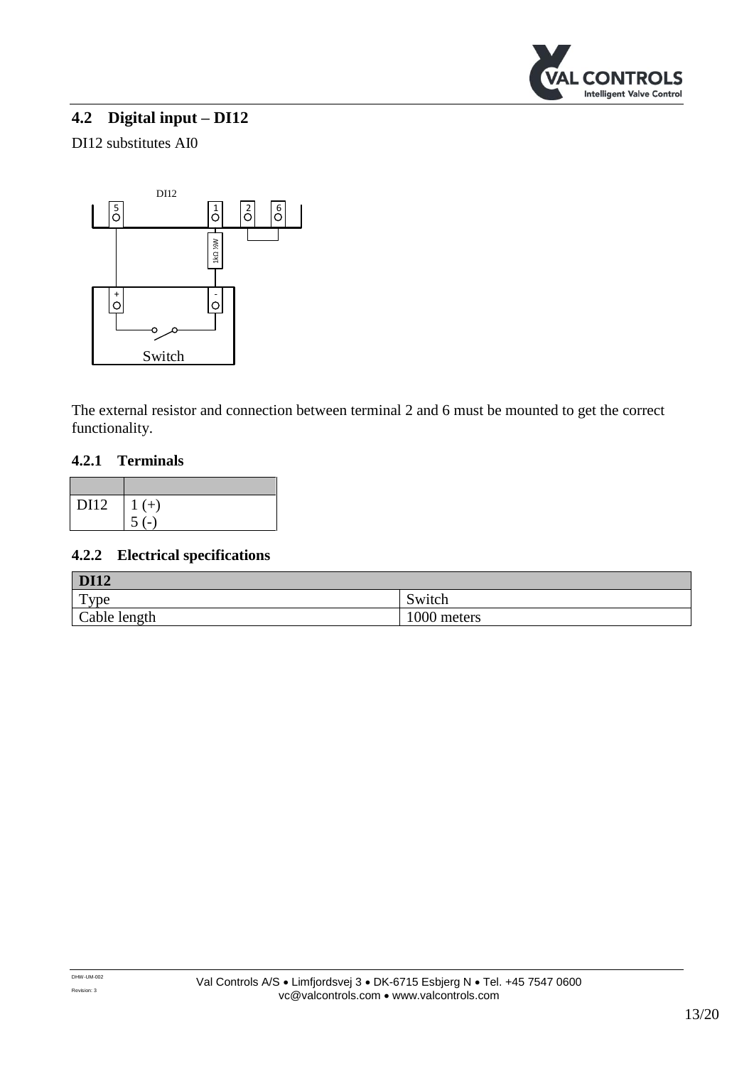## 4.2 Digital input – DI12

DI12 substitutes AI0

The external resistor and connection between terminal 2 and 6 must be mounted to get the correct functionality.

### 4.2.1 Terminals

| | |
|---|---|
| DI12 | 1 (+)<br>5 (-) |

### 4.2.2 Electrical specifications

| DI12 | |
|---|---|
| Type | Switch |
| Cable length | 1000 meters |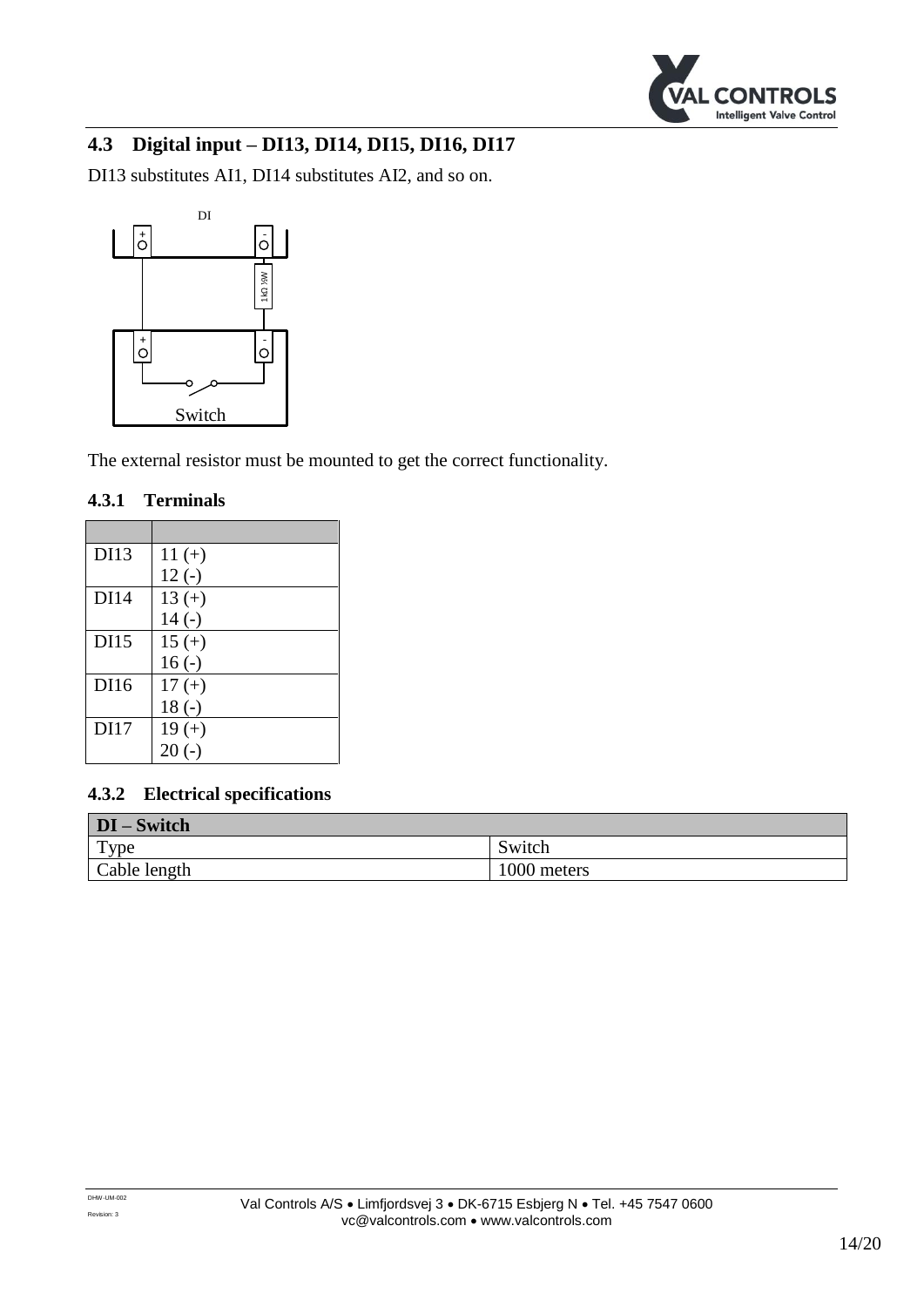## 4.3 Digital input – DI13, DI14, DI15, DI16, DI17

DI13 substitutes AI1, DI14 substitutes AI2, and so on.

The external resistor must be mounted to get the correct functionality.

### 4.3.1 Terminals

| | |
|---|---|
| DI13 | 11 (+)<br>12 (-) |
| DI14 | 13 (+)<br>14 (-) |
| DI15 | 15 (+)<br>16 (-) |
| DI16 | 17 (+)<br>18 (-) |
| DI17 | 19 (+)<br>20 (-) |

### 4.3.2 Electrical specifications

| **DI – Switch** | |
|---|---|
| Type | Switch |
| Cable length | 1000 meters |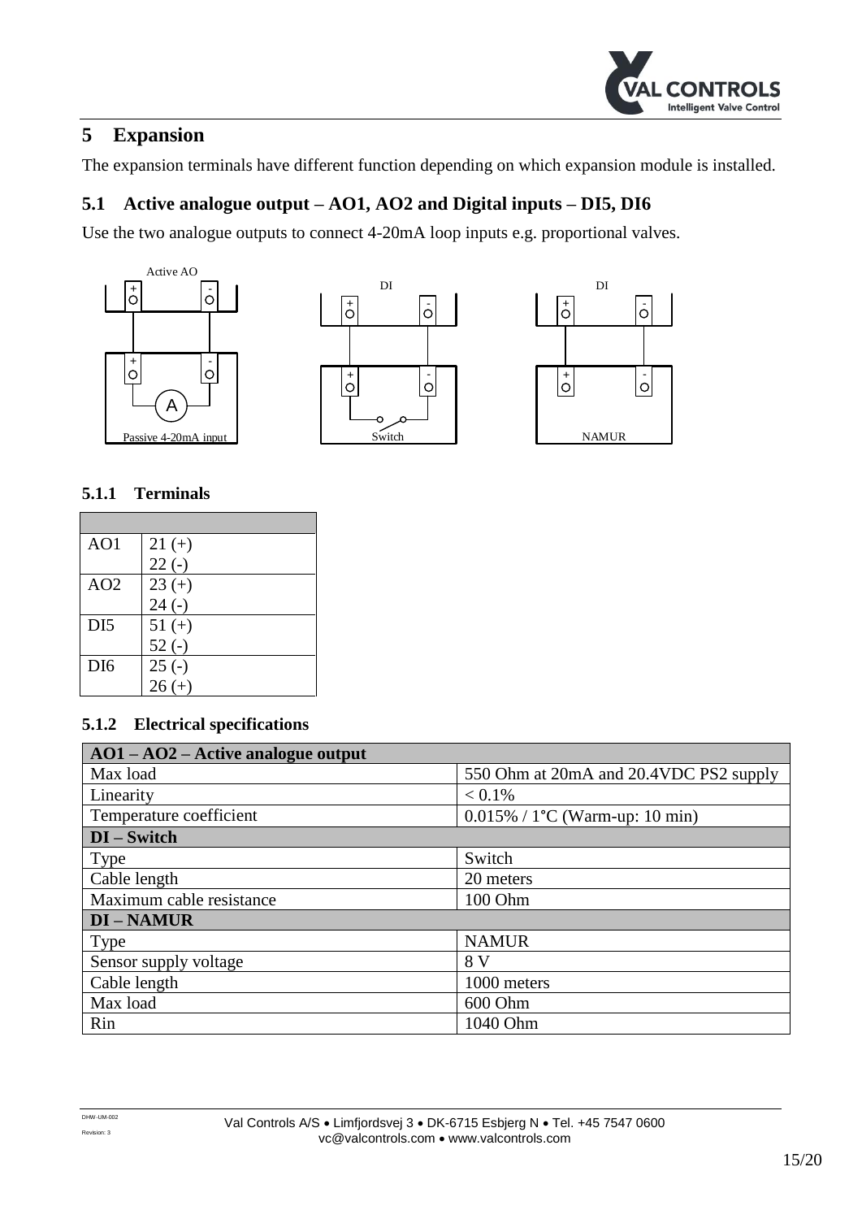# 5 Expansion

The expansion terminals have different function depending on which expansion module is installed.

## 5.1 Active analogue output – AO1, AO2 and Digital inputs – DI5, DI6

Use the two analogue outputs to connect 4-20mA loop inputs e.g. proportional valves.

### 5.1.1 Terminals

| | |
|---|---|
| AO1 | 21 (+)<br>22 (-) |
| AO2 | 23 (+)<br>24 (-) |
| DI5 | 51 (+)<br>52 (-) |
| DI6 | 25 (-)<br>26 (+) |

### 5.1.2 Electrical specifications

| AO1 – AO2 – Active analogue output | |
|---|---|
| Max load | 550 Ohm at 20mA and 20.4VDC PS2 supply |
| Linearity | < 0.1% |
| Temperature coefficient | 0.015% / 1°C (Warm-up: 10 min) |
| **DI – Switch** | |
| Type | Switch |
| Cable length | 20 meters |
| Maximum cable resistance | 100 Ohm |
| **DI – NAMUR** | |
| Type | NAMUR |
| Sensor supply voltage | 8 V |
| Cable length | 1000 meters |
| Max load | 600 Ohm |
| Rin | 1040 Ohm |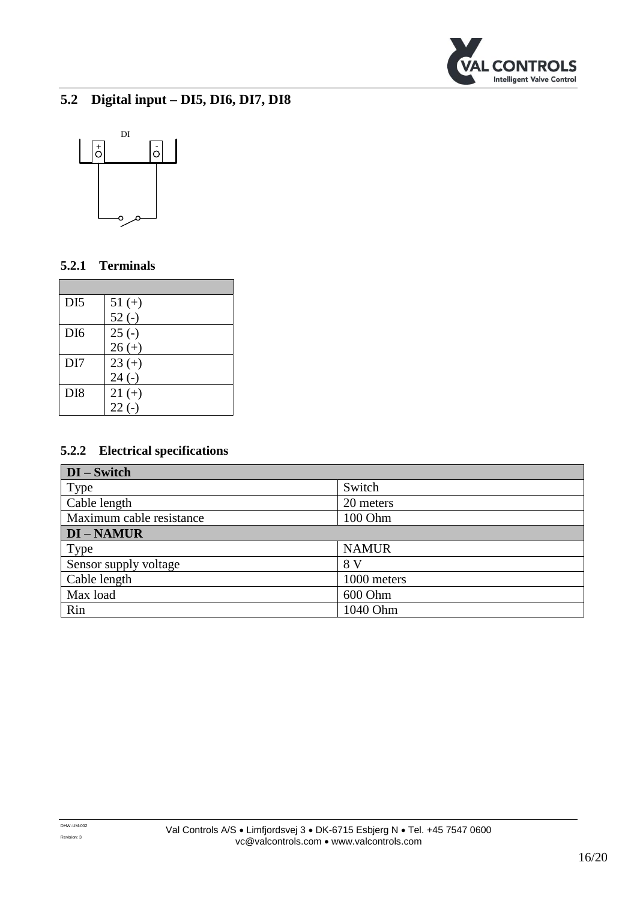## 5.2 Digital input – DI5, DI6, DI7, DI8

### 5.2.1 Terminals

| | |
|---|---|
| DI5 | 51 (+)<br>52 (-) |
| DI6 | 25 (-)<br>26 (+) |
| DI7 | 23 (+)<br>24 (-) |
| DI8 | 21 (+)<br>22 (-) |

### 5.2.2 Electrical specifications

| **DI – Switch** | |
|---|---|
| Type | Switch |
| Cable length | 20 meters |
| Maximum cable resistance | 100 Ohm |
| **DI – NAMUR** | |
| Type | NAMUR |
| Sensor supply voltage | 8 V |
| Cable length | 1000 meters |
| Max load | 600 Ohm |
| Rin | 1040 Ohm |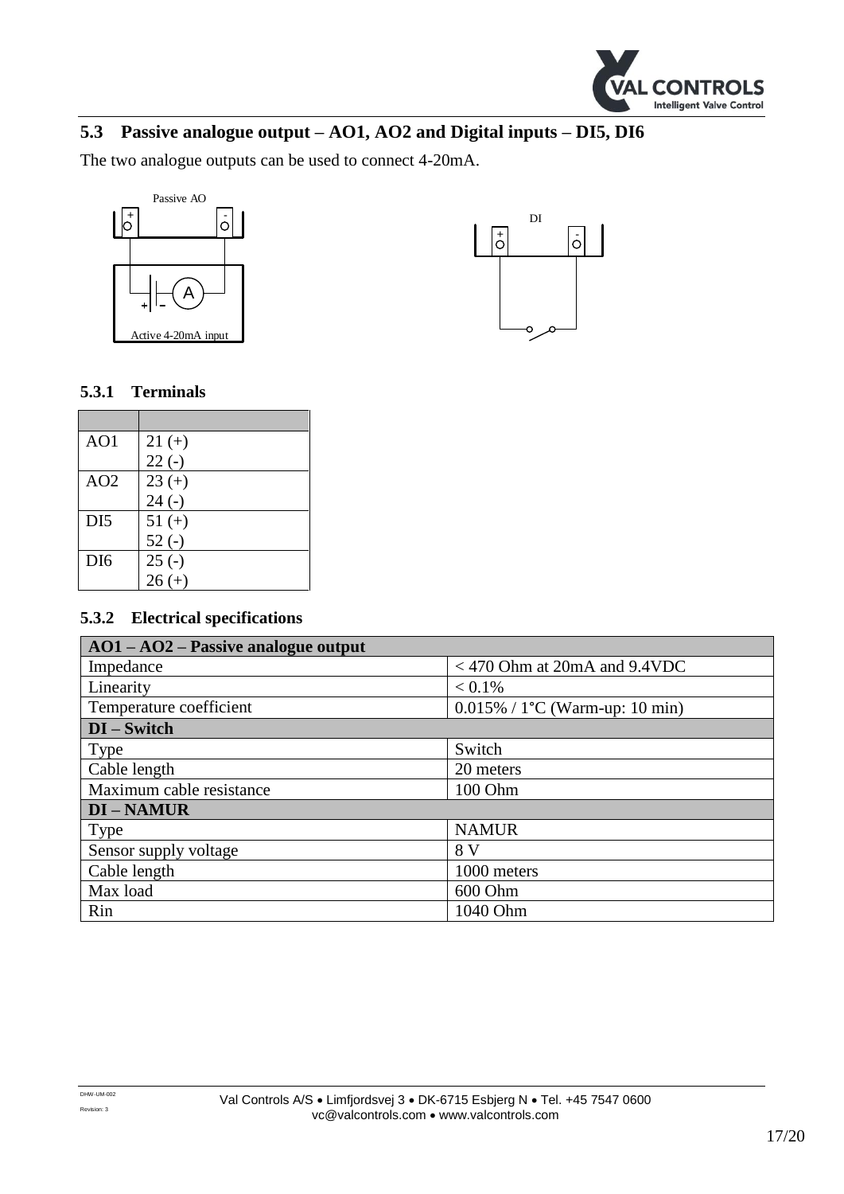## 5.3 Passive analogue output – AO1, AO2 and Digital inputs – DI5, DI6

The two analogue outputs can be used to connect 4-20mA.

Passive AO

Active 4-20mA input

DI

### 5.3.1 Terminals

| | |
|---|---|
| AO1 | 21 (+)<br>22 (-) |
| AO2 | 23 (+)<br>24 (-) |
| DI5 | 51 (+)<br>52 (-) |
| DI6 | 25 (-)<br>26 (+) |

### 5.3.2 Electrical specifications

| **AO1 – AO2 – Passive analogue output** | |
|---|---|
| Impedance | < 470 Ohm at 20mA and 9.4VDC |
| Linearity | < 0.1% |
| Temperature coefficient | 0.015% / 1°C (Warm-up: 10 min) |
| **DI – Switch** | |
| Type | Switch |
| Cable length | 20 meters |
| Maximum cable resistance | 100 Ohm |
| **DI – NAMUR** | |
| Type | NAMUR |
| Sensor supply voltage | 8 V |
| Cable length | 1000 meters |
| Max load | 600 Ohm |
| Rin | 1040 Ohm |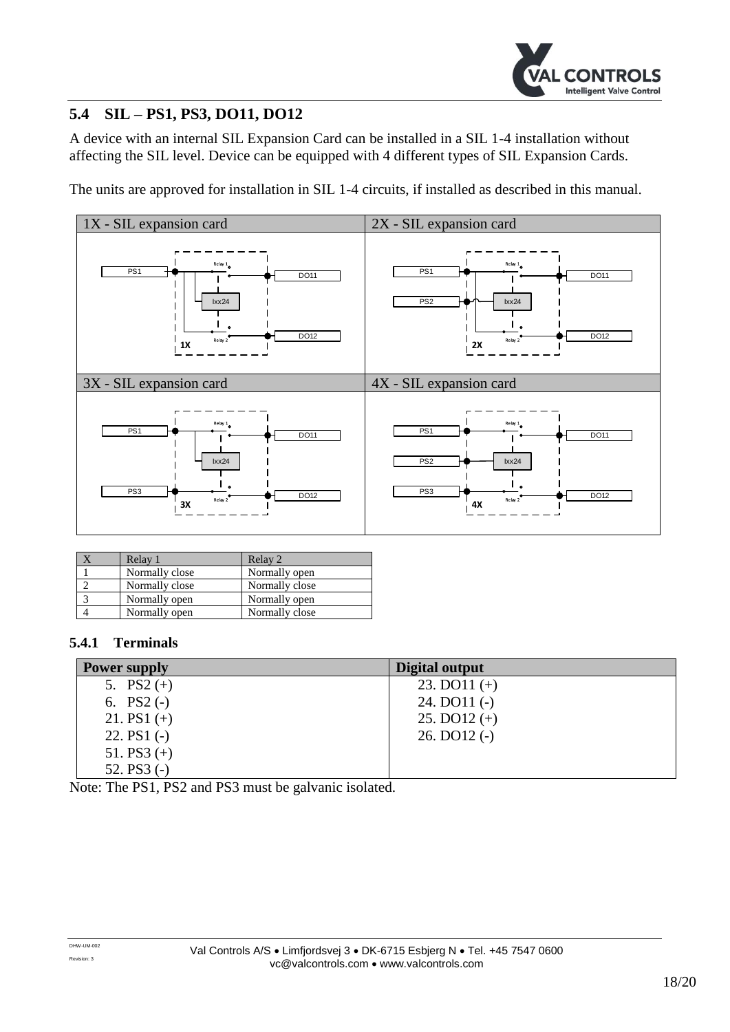## 5.4 SIL – PS1, PS3, DO11, DO12

A device with an internal SIL Expansion Card can be installed in a SIL 1-4 installation without affecting the SIL level. Device can be equipped with 4 different types of SIL Expansion Cards.

The units are approved for installation in SIL 1-4 circuits, if installed as described in this manual.

| 1X - SIL expansion card | 2X - SIL expansion card |
|---|---|
| PS1, Relay 1, DO11, Ixx24, Relay 2, DO12, 1X | PS1, PS2, Relay 1, DO11, Ixx24, Relay 2, DO12, 2X |
| **3X - SIL expansion card** | **4X - SIL expansion card** |
| PS1, Relay 1, DO11, Ixx24, PS3, Relay 2, DO12, 3X | PS1, PS2, PS3, Relay 1, DO11, Ixx24, Relay 2, DO12, 4X |

| X | Relay 1 | Relay 2 |
|---|---|---|
| 1 | Normally close | Normally open |
| 2 | Normally close | Normally close |
| 3 | Normally open | Normally open |
| 4 | Normally open | Normally close |

### 5.4.1 Terminals

| Power supply | Digital output |
|---|---|
| 5. PS2 (+) | 23. DO11 (+) |
| 6. PS2 (-) | 24. DO11 (-) |
| 21. PS1 (+) | 25. DO12 (+) |
| 22. PS1 (-) | 26. DO12 (-) |
| 51. PS3 (+) | |
| 52. PS3 (-) | |

Note: The PS1, PS2 and PS3 must be galvanic isolated.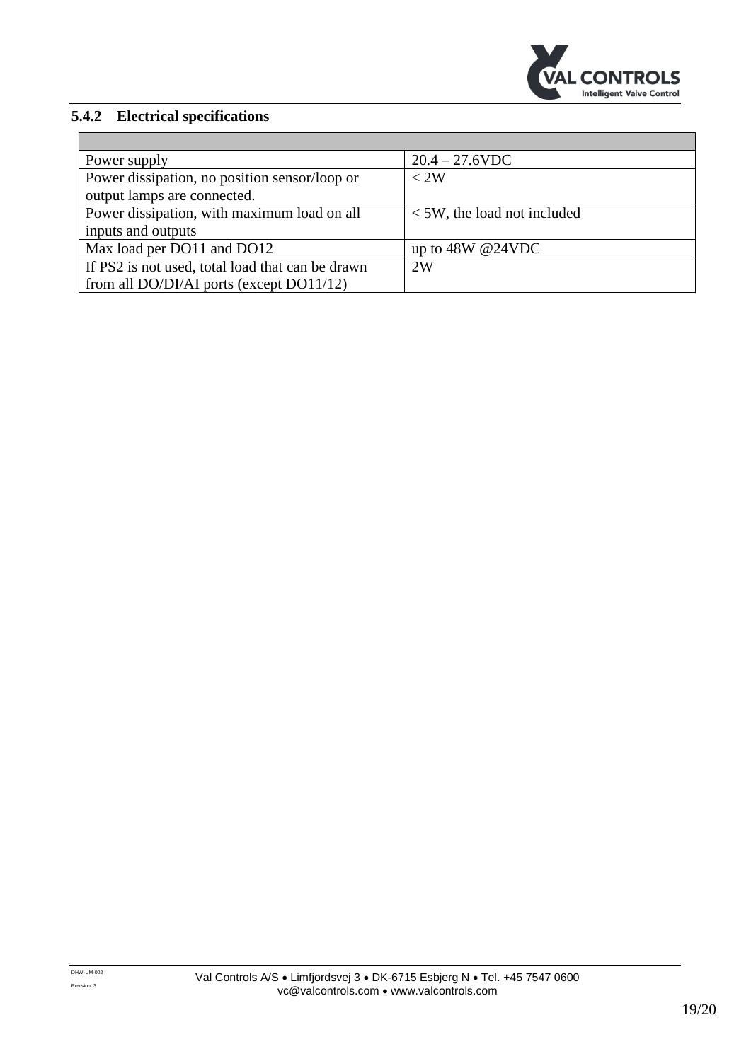### 5.4.2 Electrical specifications

| | |
|---|---|
| Power supply | 20.4 – 27.6VDC |
| Power dissipation, no position sensor/loop or output lamps are connected. | < 2W |
| Power dissipation, with maximum load on all inputs and outputs | < 5W, the load not included |
| Max load per DO11 and DO12 | up to 48W @24VDC |
| If PS2 is not used, total load that can be drawn from all DO/DI/AI ports (except DO11/12) | 2W |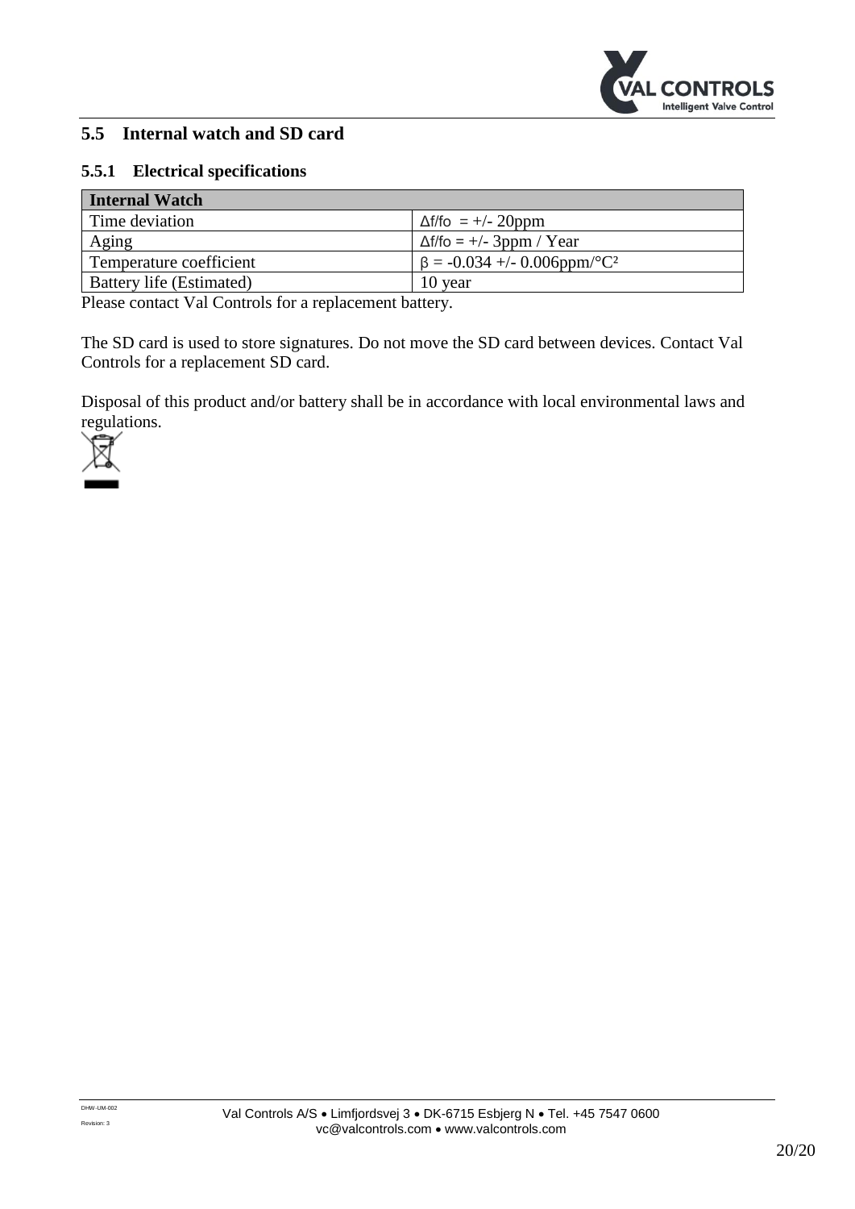## 5.5 Internal watch and SD card

### 5.5.1 Electrical specifications

| Internal Watch | |
|---|---|
| Time deviation | $\Delta f/fo = +/- 20ppm$ |
| Aging | $\Delta f/fo = +/- 3ppm$ / Year |
| Temperature coefficient | $\beta = -0.034 +/- 0.006 ppm/°C^2$ |
| Battery life (Estimated) | 10 year |

Please contact Val Controls for a replacement battery.

The SD card is used to store signatures. Do not move the SD card between devices. Contact Val Controls for a replacement SD card.

Disposal of this product and/or battery shall be in accordance with local environmental laws and regulations.